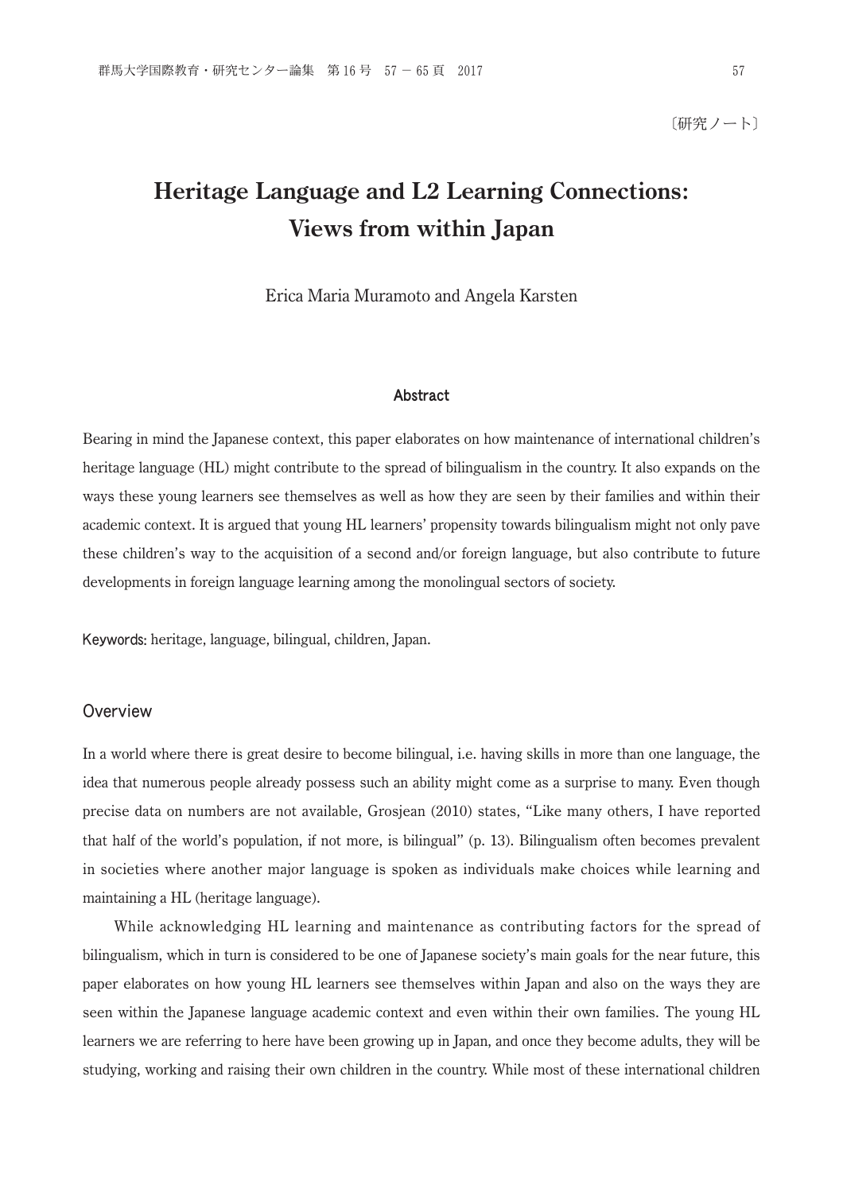〔研究ノート〕

# Heritage Language and L2 Learning Connections: Views from within Japan

Erica Maria Muramoto and Angela Karsten

## Abstract

Bearing in mind the Japanese context, this paper elaborates on how maintenance of international children's heritage language (HL) might contribute to the spread of bilingualism in the country. It also expands on the ways these young learners see themselves as well as how they are seen by their families and within their academic context. It is argued that young HL learners' propensity towards bilingualism might not only pave these children's way to the acquisition of a second and/or foreign language, but also contribute to future developments in foreign language learning among the monolingual sectors of society.

**Keywords:** heritage, language, bilingual, children, Japan.

## Overview

In a world where there is great desire to become bilingual, i.e. having skills in more than one language, the idea that numerous people already possess such an ability might come as a surprise to many. Even though precise data on numbers are not available, Grosjean (2010) states, "Like many others, I have reported that half of the world's population, if not more, is bilingual" (p. 13). Bilingualism often becomes prevalent in societies where another major language is spoken as individuals make choices while learning and maintaining a HL (heritage language).

While acknowledging HL learning and maintenance as contributing factors for the spread of bilingualism, which in turn is considered to be one of Japanese society's main goals for the near future, this paper elaborates on how young HL learners see themselves within Japan and also on the ways they are seen within the Japanese language academic context and even within their own families. The young HL learners we are referring to here have been growing up in Japan, and once they become adults, they will be studying, working and raising their own children in the country. While most of these international children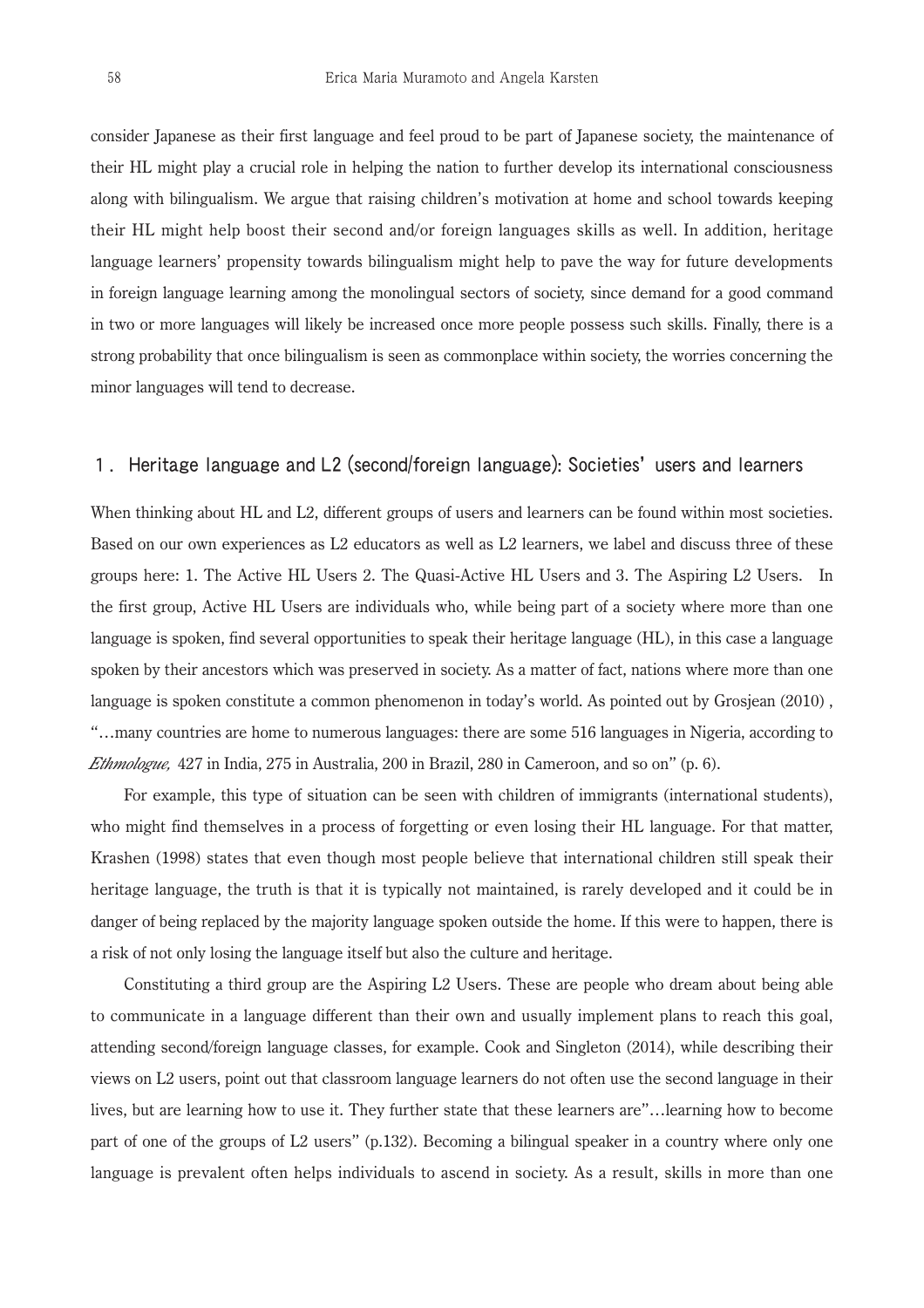consider Japanese as their first language and feel proud to be part of Japanese society, the maintenance of their HL might play a crucial role in helping the nation to further develop its international consciousness along with bilingualism. We argue that raising children's motivation at home and school towards keeping their HL might help boost their second and/or foreign languages skills as well. In addition, heritage language learners' propensity towards bilingualism might help to pave the way for future developments in foreign language learning among the monolingual sectors of society, since demand for a good command in two or more languages will likely be increased once more people possess such skills. Finally, there is a strong probability that once bilingualism is seen as commonplace within society, the worries concerning the minor languages will tend to decrease.

## 1. Heritage language and L2 (second/foreign language): Societies' users and learners

When thinking about HL and L2, different groups of users and learners can be found within most societies. Based on our own experiences as L2 educators as well as L2 learners, we label and discuss three of these groups here: 1. The Active HL Users 2. The Quasi-Active HL Users and 3. The Aspiring L2 Users. In the first group, Active HL Users are individuals who, while being part of a society where more than one language is spoken, find several opportunities to speak their heritage language (HL), in this case a language spoken by their ancestors which was preserved in society. As a matter of fact, nations where more than one language is spoken constitute a common phenomenon in today's world. As pointed out by Grosjean (2010), "…many countries are home to numerous languages: there are some 516 languages in Nigeria, according to *Ethmologue,* 427 in India, 275 in Australia, 200 in Brazil, 280 in Cameroon, and so on" (p. 6).

For example, this type of situation can be seen with children of immigrants (international students), who might find themselves in a process of forgetting or even losing their HL language. For that matter, Krashen (1998) states that even though most people believe that international children still speak their heritage language, the truth is that it is typically not maintained, is rarely developed and it could be in danger of being replaced by the majority language spoken outside the home. If this were to happen, there is a risk of not only losing the language itself but also the culture and heritage.

Constituting a third group are the Aspiring L2 Users. These are people who dream about being able to communicate in a language different than their own and usually implement plans to reach this goal, attending second/foreign language classes, for example. Cook and Singleton (2014), while describing their views on L2 users, point out that classroom language learners do not often use the second language in their lives, but are learning how to use it. They further state that these learners are"…learning how to become part of one of the groups of L2 users" (p.132). Becoming a bilingual speaker in a country where only one language is prevalent often helps individuals to ascend in society. As a result, skills in more than one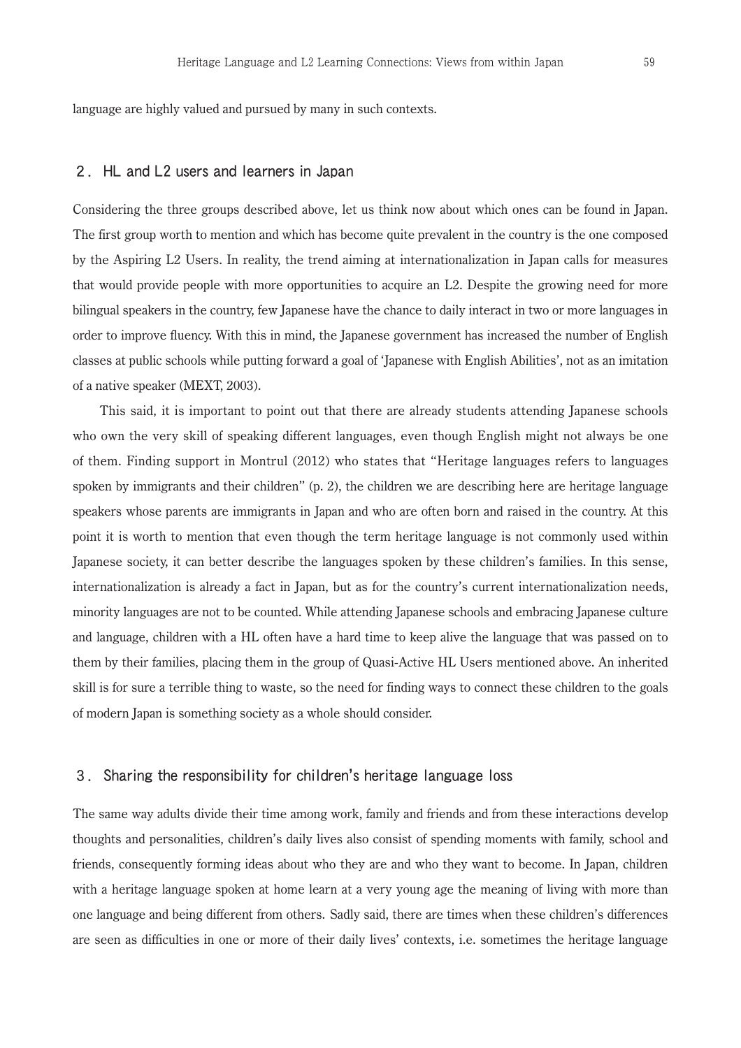language are highly valued and pursued by many in such contexts.

## 2. HL and L2 users and learners in Japan

Considering the three groups described above, let us think now about which ones can be found in Japan. The first group worth to mention and which has become quite prevalent in the country is the one composed by the Aspiring L2 Users. In reality, the trend aiming at internationalization in Japan calls for measures that would provide people with more opportunities to acquire an L2. Despite the growing need for more bilingual speakers in the country, few Japanese have the chance to daily interact in two or more languages in order to improve fluency. With this in mind, the Japanese government has increased the number of English classes at public schools while putting forward a goal of 'Japanese with English Abilities', not as an imitation of a native speaker (MEXT, 2003).

This said, it is important to point out that there are already students attending Japanese schools who own the very skill of speaking different languages, even though English might not always be one of them. Finding support in Montrul (2012) who states that "Heritage languages refers to languages spoken by immigrants and their children" (p. 2), the children we are describing here are heritage language speakers whose parents are immigrants in Japan and who are often born and raised in the country. At this point it is worth to mention that even though the term heritage language is not commonly used within Japanese society, it can better describe the languages spoken by these children's families. In this sense, internationalization is already a fact in Japan, but as for the country's current internationalization needs, minority languages are not to be counted. While attending Japanese schools and embracing Japanese culture and language, children with a HL often have a hard time to keep alive the language that was passed on to them by their families, placing them in the group of Quasi-Active HL Users mentioned above. An inherited skill is for sure a terrible thing to waste, so the need for finding ways to connect these children to the goals of modern Japan is something society as a whole should consider.

## 3. Sharing the responsibility for children's heritage language loss

The same way adults divide their time among work, family and friends and from these interactions develop thoughts and personalities, children's daily lives also consist of spending moments with family, school and friends, consequently forming ideas about who they are and who they want to become. In Japan, children with a heritage language spoken at home learn at a very young age the meaning of living with more than one language and being different from others. Sadly said, there are times when these children's differences are seen as difficulties in one or more of their daily lives' contexts, i.e. sometimes the heritage language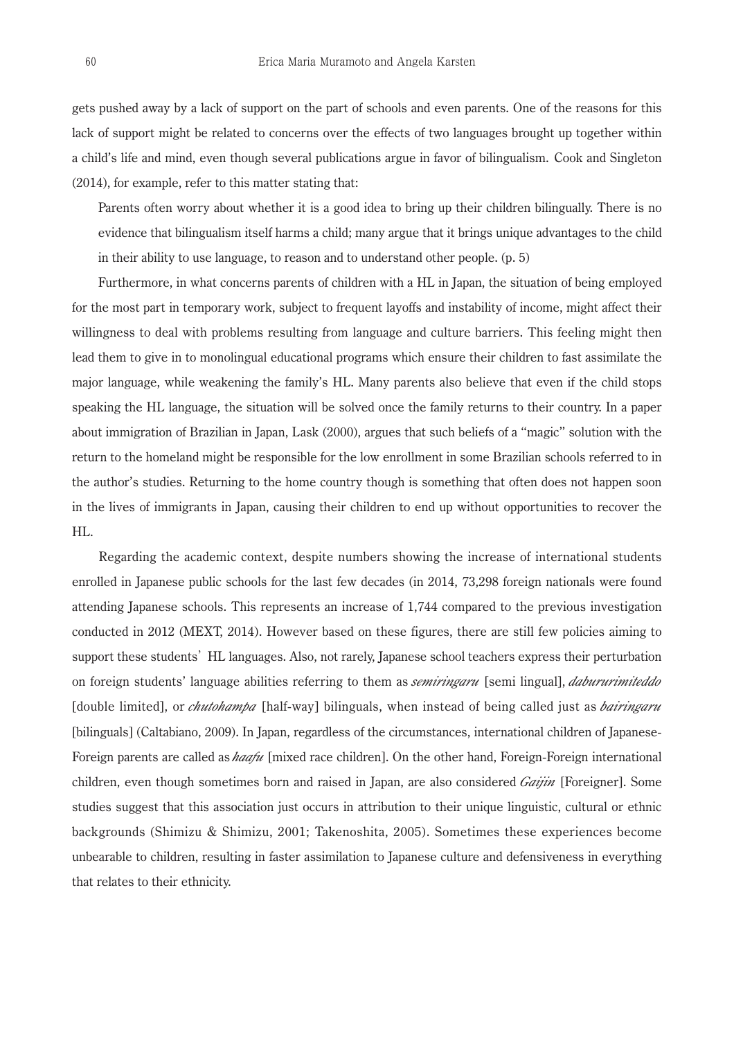gets pushed away by a lack of support on the part of schools and even parents. One of the reasons for this lack of support might be related to concerns over the effects of two languages brought up together within a child's life and mind, even though several publications argue in favor of bilingualism. Cook and Singleton (2014), for example, refer to this matter stating that:

> Parents often worry about whether it is a good idea to bring up their children bilingually. There is no evidence that bilingualism itself harms a child; many argue that it brings unique advantages to the child in their ability to use language, to reason and to understand other people. (p. 5)

Furthermore, in what concerns parents of children with a HL in Japan, the situation of being employed for the most part in temporary work, subject to frequent layoffs and instability of income, might affect their willingness to deal with problems resulting from language and culture barriers. This feeling might then lead them to give in to monolingual educational programs which ensure their children to fast assimilate the major language, while weakening the family's HL. Many parents also believe that even if the child stops speaking the HL language, the situation will be solved once the family returns to their country. In a paper about immigration of Brazilian in Japan, Lask (2000), argues that such beliefs of a "magic" solution with the return to the homeland might be responsible for the low enrollment in some Brazilian schools referred to in the author's studies. Returning to the home country though is something that often does not happen soon in the lives of immigrants in Japan, causing their children to end up without opportunities to recover the HL.

Regarding the academic context, despite numbers showing the increase of international students enrolled in Japanese public schools for the last few decades (in 2014, 73,298 foreign nationals were found attending Japanese schools. This represents an increase of 1,744 compared to the previous investigation conducted in 2012 (MEXT, 2014). However based on these figures, there are still few policies aiming to support these students' HL languages. Also, not rarely, Japanese school teachers express their perturbation on foreign students' language abilities referring to them as *semiringaru* [semi lingual], *dabururimiteddo* [double limited], or *chutohampa* [half-way] bilinguals, when instead of being called just as *bairingaru* [bilinguals] (Caltabiano, 2009). In Japan, regardless of the circumstances, international children of Japanese-Foreign parents are called as *haafu* [mixed race children]. On the other hand, Foreign-Foreign international children, even though sometimes born and raised in Japan, are also considered *Gaijin* [Foreigner]. Some studies suggest that this association just occurs in attribution to their unique linguistic, cultural or ethnic backgrounds (Shimizu & Shimizu, 2001; Takenoshita, 2005). Sometimes these experiences become unbearable to children, resulting in faster assimilation to Japanese culture and defensiveness in everything that relates to their ethnicity.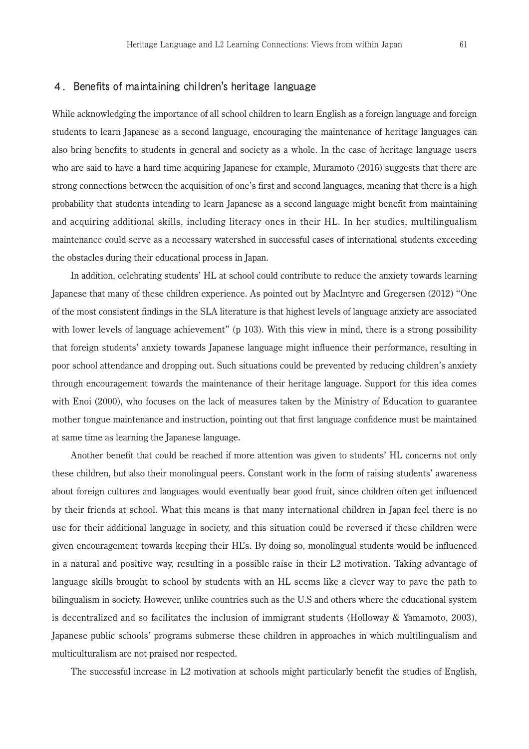## 4. Benefits of maintaining children's heritage language

While acknowledging the importance of all school children to learn English as a foreign language and foreign students to learn Japanese as a second language, encouraging the maintenance of heritage languages can also bring benefits to students in general and society as a whole. In the case of heritage language users who are said to have a hard time acquiring Japanese for example, Muramoto (2016) suggests that there are strong connections between the acquisition of one's first and second languages, meaning that there is a high probability that students intending to learn Japanese as a second language might benefit from maintaining and acquiring additional skills, including literacy ones in their HL. In her studies, multilingualism maintenance could serve as a necessary watershed in successful cases of international students exceeding the obstacles during their educational process in Japan.

In addition, celebrating students' HL at school could contribute to reduce the anxiety towards learning Japanese that many of these children experience. As pointed out by MacIntyre and Gregersen (2012) "One of the most consistent findings in the SLA literature is that highest levels of language anxiety are associated with lower levels of language achievement" (p 103). With this view in mind, there is a strong possibility that foreign students' anxiety towards Japanese language might influence their performance, resulting in poor school attendance and dropping out. Such situations could be prevented by reducing children's anxiety through encouragement towards the maintenance of their heritage language. Support for this idea comes with Enoi (2000), who focuses on the lack of measures taken by the Ministry of Education to guarantee mother tongue maintenance and instruction, pointing out that first language confidence must be maintained at same time as learning the Japanese language.

Another benefit that could be reached if more attention was given to students' HL concerns not only these children, but also their monolingual peers. Constant work in the form of raising students' awareness about foreign cultures and languages would eventually bear good fruit, since children often get influenced by their friends at school. What this means is that many international children in Japan feel there is no use for their additional language in society, and this situation could be reversed if these children were given encouragement towards keeping their HL's. By doing so, monolingual students would be influenced in a natural and positive way, resulting in a possible raise in their L2 motivation. Taking advantage of language skills brought to school by students with an HL seems like a clever way to pave the path to bilingualism in society. However, unlike countries such as the U.S and others where the educational system is decentralized and so facilitates the inclusion of immigrant students (Holloway & Yamamoto, 2003), Japanese public schools' programs submerse these children in approaches in which multilingualism and multiculturalism are not praised nor respected.

The successful increase in L2 motivation at schools might particularly benefit the studies of English,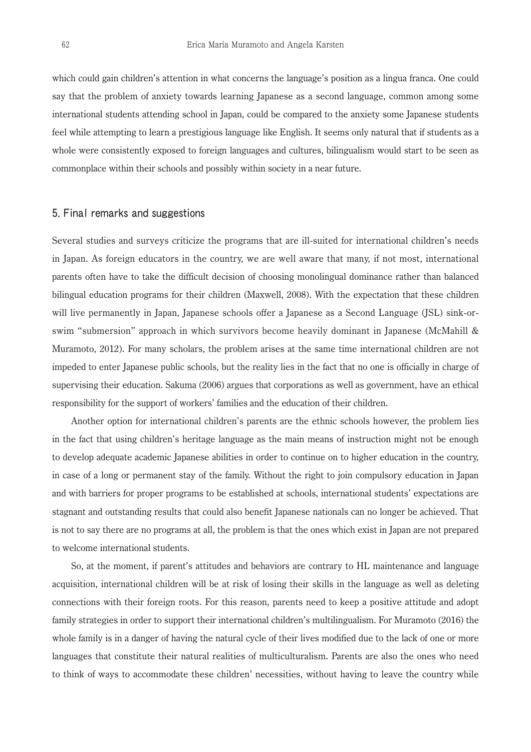which could gain children's attention in what concerns the language's position as a lingua franca. One could say that the problem of anxiety towards learning Japanese as a second language, common among some international students attending school in Japan, could be compared to the anxiety some Japanese students feel while attempting to learn a prestigious language like English. It seems only natural that if students as a whole were consistently exposed to foreign languages and cultures, bilingualism would start to be seen as commonplace within their schools and possibly within society in a near future.

## 5. Final remarks and suggestions

Several studies and surveys criticize the programs that are ill-suited for international children's needs in Japan. As foreign educators in the country, we are well aware that many, if not most, international parents often have to take the difficult decision of choosing monolingual dominance rather than balanced bilingual education programs for their children (Maxwell, 2008). With the expectation that these children will live permanently in Japan, Japanese schools offer a Japanese as a Second Language (JSL) sink-or-swim "submersion" approach in which survivors become heavily dominant in Japanese (McMahill & Muramoto, 2012). For many scholars, the problem arises at the same time international children are not impeded to enter Japanese public schools, but the reality lies in the fact that no one is officially in charge of supervising their education. Sakuma (2006) argues that corporations as well as government, have an ethical responsibility for the support of workers' families and the education of their children.

Another option for international children's parents are the ethnic schools however, the problem lies in the fact that using children's heritage language as the main means of instruction might not be enough to develop adequate academic Japanese abilities in order to continue on to higher education in the country, in case of a long or permanent stay of the family. Without the right to join compulsory education in Japan and with barriers for proper programs to be established at schools, international students' expectations are stagnant and outstanding results that could also benefit Japanese nationals can no longer be achieved. That is not to say there are no programs at all, the problem is that the ones which exist in Japan are not prepared to welcome international students.

So, at the moment, if parent's attitudes and behaviors are contrary to HL maintenance and language acquisition, international children will be at risk of losing their skills in the language as well as deleting connections with their foreign roots. For this reason, parents need to keep a positive attitude and adopt family strategies in order to support their international children's multilingualism. For Muramoto (2016) the whole family is in a danger of having the natural cycle of their lives modified due to the lack of one or more languages that constitute their natural realities of multiculturalism. Parents are also the ones who need to think of ways to accommodate these children' necessities, without having to leave the country while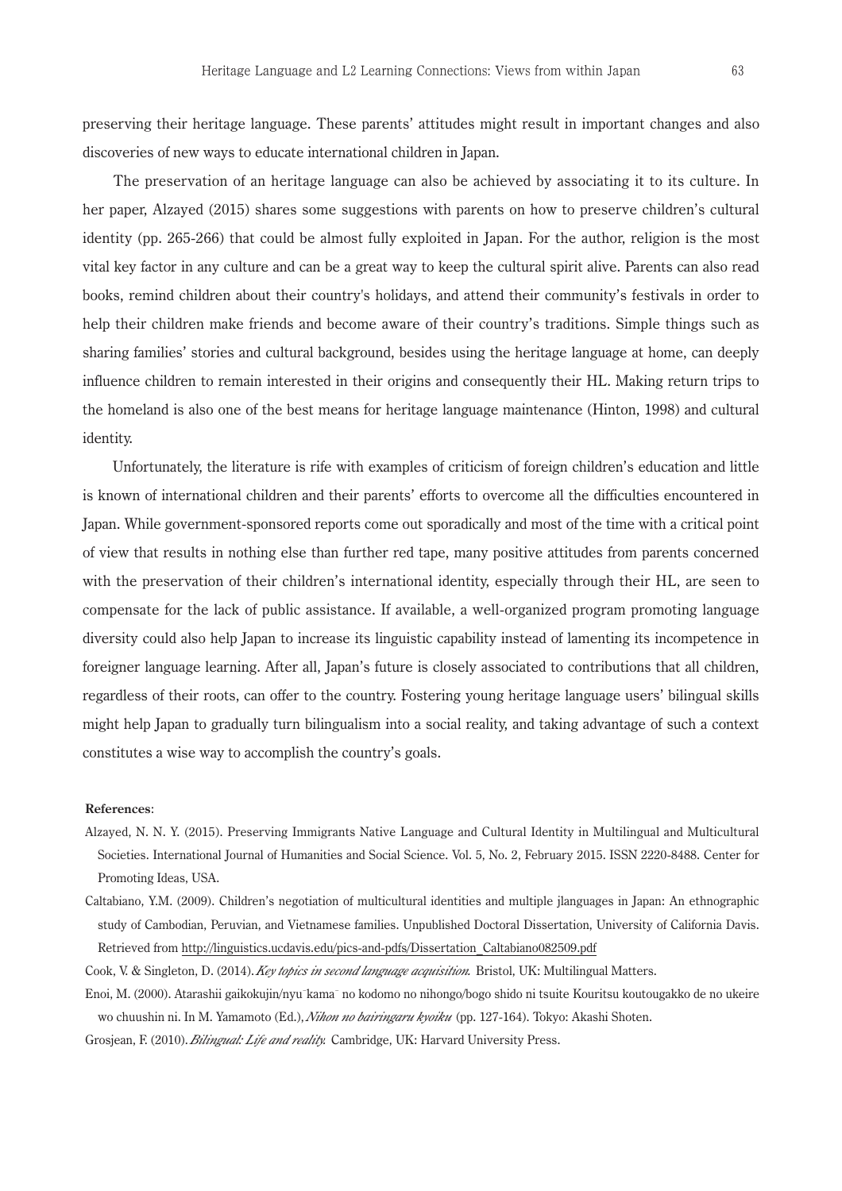preserving their heritage language. These parents' attitudes might result in important changes and also discoveries of new ways to educate international children in Japan.

The preservation of an heritage language can also be achieved by associating it to its culture. In her paper, Alzayed (2015) shares some suggestions with parents on how to preserve children's cultural identity (pp. 265-266) that could be almost fully exploited in Japan. For the author, religion is the most vital key factor in any culture and can be a great way to keep the cultural spirit alive. Parents can also read books, remind children about their country's holidays, and attend their community's festivals in order to help their children make friends and become aware of their country's traditions. Simple things such as sharing families' stories and cultural background, besides using the heritage language at home, can deeply influence children to remain interested in their origins and consequently their HL. Making return trips to the homeland is also one of the best means for heritage language maintenance (Hinton, 1998) and cultural identity.

Unfortunately, the literature is rife with examples of criticism of foreign children's education and little is known of international children and their parents' efforts to overcome all the difficulties encountered in Japan. While government-sponsored reports come out sporadically and most of the time with a critical point of view that results in nothing else than further red tape, many positive attitudes from parents concerned with the preservation of their children's international identity, especially through their HL, are seen to compensate for the lack of public assistance. If available, a well-organized program promoting language diversity could also help Japan to increase its linguistic capability instead of lamenting its incompetence in foreigner language learning. After all, Japan's future is closely associated to contributions that all children, regardless of their roots, can offer to the country. Fostering young heritage language users' bilingual skills might help Japan to gradually turn bilingualism into a social reality, and taking advantage of such a context constitutes a wise way to accomplish the country's goals.

**References**:

Alzayed, N. N. Y. (2015). Preserving Immigrants Native Language and Cultural Identity in Multilingual and Multicultural Societies. International Journal of Humanities and Social Science. Vol. 5, No. 2, February 2015. ISSN 2220-8488. Center for Promoting Ideas, USA.

Caltabiano, Y.M. (2009). Children's negotiation of multicultural identities and multiple jlanguages in Japan: An ethnographic study of Cambodian, Peruvian, and Vietnamese families. Unpublished Doctoral Dissertation, University of California Davis. Retrieved from http://linguistics.ucdavis.edu/pics-and-pdfs/Dissertation_Caltabiano082509.pdf

Cook, V. & Singleton, D. (2014). *Key topics in second language acquisition.* Bristol, UK: Multilingual Matters.

Enoi, M. (2000). Atarashii gaikokujin/nyu¯kama¯ no kodomo no nihongo/bogo shido ni tsuite Kouritsu koutougakko de no ukeire wo chuushin ni. In M. Yamamoto (Ed.), *Nihon no bairingaru kyoiku* (pp. 127-164). Tokyo: Akashi Shoten.

Grosjean, F. (2010). *Bilingual: Life and reality.* Cambridge, UK: Harvard University Press.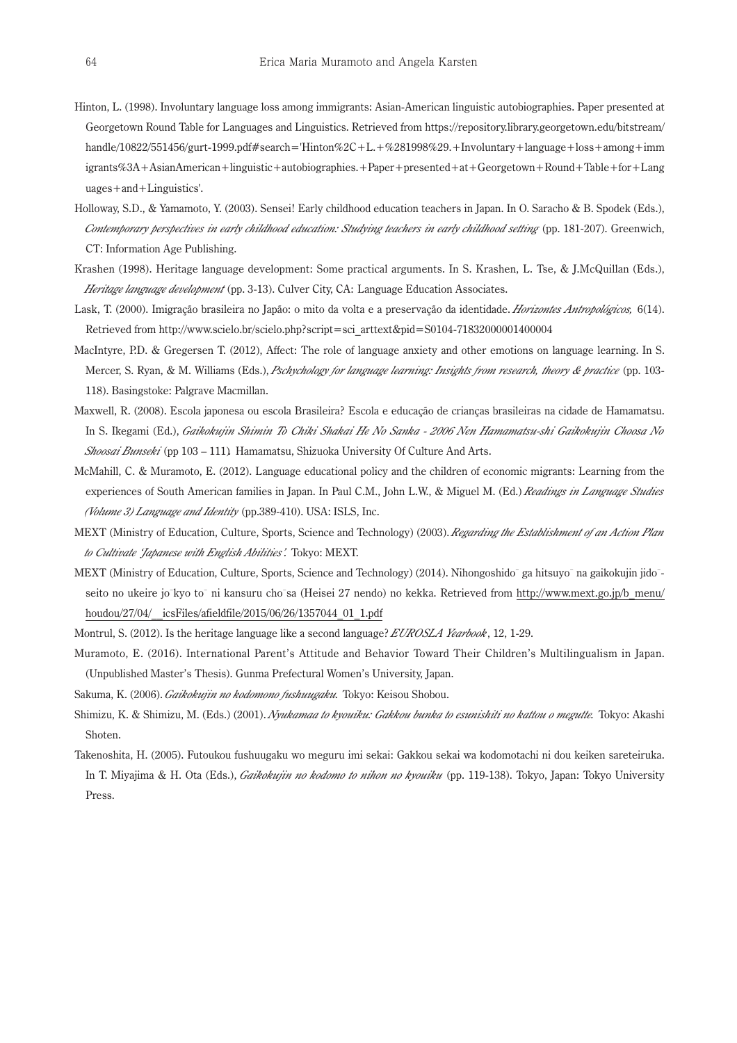Hinton, L. (1998). Involuntary language loss among immigrants: Asian-American linguistic autobiographies. Paper presented at Georgetown Round Table for Languages and Linguistics. Retrieved from https://repository.library.georgetown.edu/bitstream/handle/10822/551456/gurt-1999.pdf#search='Hinton%2C+L.+%281998%29.+Involuntary+language+loss+among+immigrants%3A+AsianAmerican+linguistic+autobiographies.+Paper+presented+at+Georgetown+Round+Table+for+Languages+and+Linguistics'.

Holloway, S.D., & Yamamoto, Y. (2003). Sensei! Early childhood education teachers in Japan. In O. Saracho & B. Spodek (Eds.), *Contemporary perspectives in early childhood education: Studying teachers in early childhood setting* (pp. 181-207). Greenwich, CT: Information Age Publishing.

Krashen (1998). Heritage language development: Some practical arguments. In S. Krashen, L. Tse, & J.McQuillan (Eds.), *Heritage language development* (pp. 3-13). Culver City, CA: Language Education Associates.

Lask, T. (2000). Imigração brasileira no Japão: o mito da volta e a preservação da identidade. *Horizontes Antropológicos,* 6(14). Retrieved from http://www.scielo.br/scielo.php?script=sci_arttext&pid=S0104-71832000001400004

MacIntyre, P.D. & Gregersen T. (2012), Affect: The role of language anxiety and other emotions on language learning. In S. Mercer, S. Ryan, & M. Williams (Eds.), *Pschychology for language learning: Insights from research, theory & practice* (pp. 103-118). Basingstoke: Palgrave Macmillan.

Maxwell, R. (2008). Escola japonesa ou escola Brasileira? Escola e educação de crianças brasileiras na cidade de Hamamatsu. In S. Ikegami (Ed.), *Gaikokujin Shimin To Chiki Shakai He No Sanka - 2006 Nen Hamamatsu-shi Gaikokujin Choosa No Shoosai Bunseki* (pp 103 – 111). Hamamatsu, Shizuoka University Of Culture And Arts.

McMahill, C. & Muramoto, E. (2012). Language educational policy and the children of economic migrants: Learning from the experiences of South American families in Japan. In Paul C.M., John L.W., & Miguel M. (Ed.) *Readings in Language Studies (Volume 3) Language and Identity* (pp.389-410). USA: ISLS, Inc.

MEXT (Ministry of Education, Culture, Sports, Science and Technology) (2003). *Regarding the Establishment of an Action Plan to Cultivate 'Japanese with English Abilities'.* Tokyo: MEXT.

MEXT (Ministry of Education, Culture, Sports, Science and Technology) (2014). Nihongoshidō ga hitsuyō na gaikokujin jidō-seito no ukeire jōkyo tō ni kansuru chōsa (Heisei 27 nendo) no kekka. Retrieved from http://www.mext.go.jp/b_menu/houdou/27/04/__icsFiles/afieldfile/2015/06/26/1357044_01_1.pdf

Montrul, S. (2012). Is the heritage language like a second language? *EUROSLA Yearbook*, 12, 1-29.

Muramoto, E. (2016). International Parent's Attitude and Behavior Toward Their Children's Multilingualism in Japan. (Unpublished Master's Thesis). Gunma Prefectural Women's University, Japan.

Sakuma, K. (2006). *Gaikokujin no kodomono fushuugaku.* Tokyo: Keisou Shobou.

Shimizu, K. & Shimizu, M. (Eds.) (2001). *Nyukamaa to kyouiku: Gakkou bunka to esunishiti no kattou o megutte.* Tokyo: Akashi Shoten.

Takenoshita, H. (2005). Futoukou fushuugaku wo meguru imi sekai: Gakkou sekai wa kodomotachi ni dou keiken sareteiruka. In T. Miyajima & H. Ota (Eds.), *Gaikokujin no kodomo to nihon no kyouiku* (pp. 119-138). Tokyo, Japan: Tokyo University Press.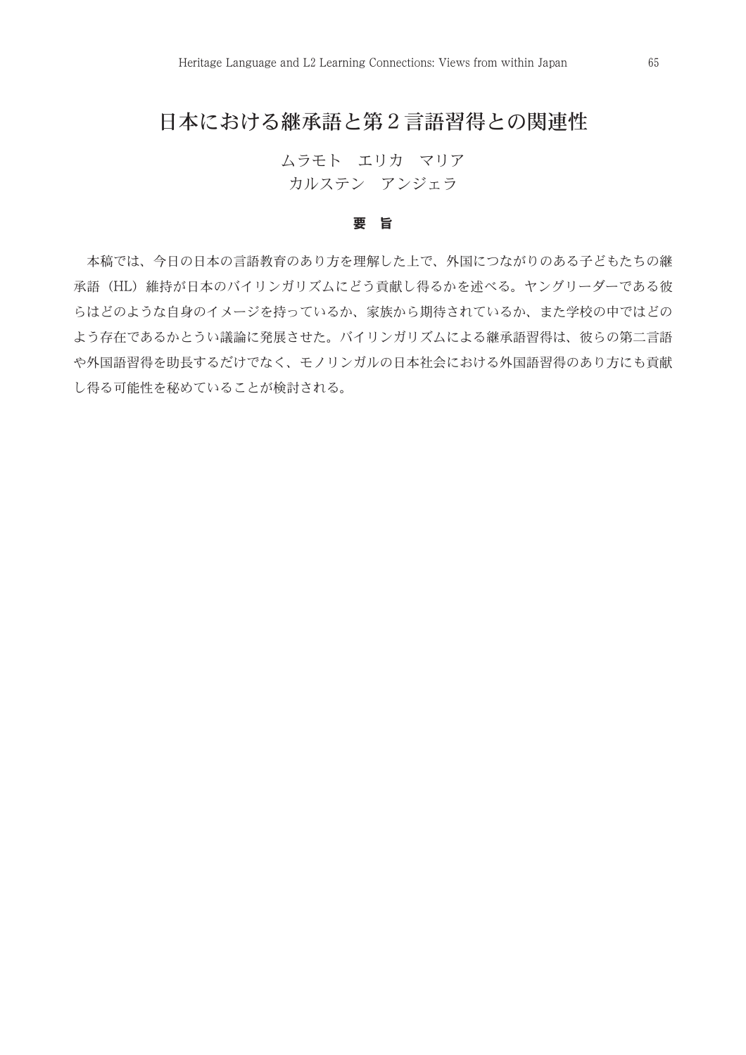# 日本における継承語と第２言語習得との関連性

ムラモト　エリカ　マリア
カルステン　アンジェラ

## 要　旨

本稿では、今日の日本の言語教育のあり方を理解した上で、外国につながりのある子どもたちの継承語（HL）維持が日本のバイリンガリズムにどう貢献し得るかを述べる。ヤングリーダーである彼らはどのような自身のイメージを持っているか、家族から期待されているか、また学校の中ではどのよう存在であるかとうい議論に発展させた。バイリンガリズムによる継承語習得は、彼らの第二言語や外国語習得を助長するだけでなく、モノリンガルの日本社会における外国語習得のあり方にも貢献し得る可能性を秘めていることが検討される。